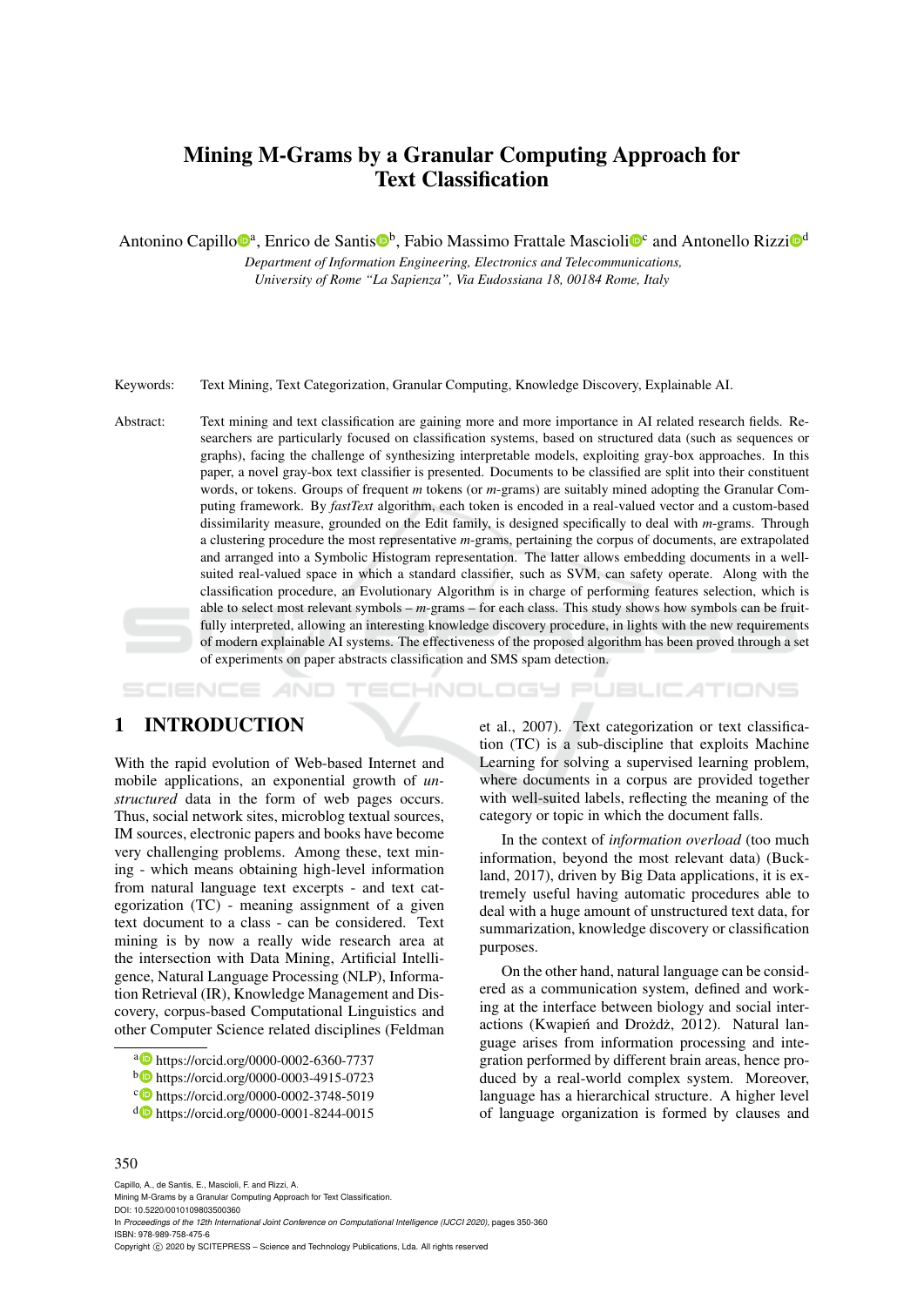# Mining M-Grams by a Granular Computing Approach for Text Classification

Antonino Capillo[a], Enrico de Santis[b], Fabio Massimo Frattale Mascioli[c] and Antonello Rizzi[d]

*Department of Information Engineering, Electronics and Telecommunications, University of Rome "La Sapienza", Via Eudossiana 18, 00184 Rome, Italy*

Keywords: Text Mining, Text Categorization, Granular Computing, Knowledge Discovery, Explainable AI.

Abstract: Text mining and text classification are gaining more and more importance in AI related research fields. Researchers are particularly focused on classification systems, based on structured data (such as sequences or graphs), facing the challenge of synthesizing interpretable models, exploiting gray-box approaches. In this paper, a novel gray-box text classifier is presented. Documents to be classified are split into their constituent words, or tokens. Groups of frequent *m* tokens (or *m*-grams) are suitably mined adopting the Granular Computing framework. By *fastText* algorithm, each token is encoded in a real-valued vector and a custom-based dissimilarity measure, grounded on the Edit family, is designed specifically to deal with *m*-grams. Through a clustering procedure the most representative *m*-grams, pertaining the corpus of documents, are extrapolated and arranged into a Symbolic Histogram representation. The latter allows embedding documents in a well-suited real-valued space in which a standard classifier, such as SVM, can safety operate. Along with the classification procedure, an Evolutionary Algorithm is in charge of performing features selection, which is able to select most relevant symbols – *m*-grams – for each class. This study shows how symbols can be fruitfully interpreted, allowing an interesting knowledge discovery procedure, in lights with the new requirements of modern explainable AI systems. The effectiveness of the proposed algorithm has been proved through a set of experiments on paper abstracts classification and SMS spam detection.

## 1 INTRODUCTION

With the rapid evolution of Web-based Internet and mobile applications, an exponential growth of *unstructured* data in the form of web pages occurs. Thus, social network sites, microblog textual sources, IM sources, electronic papers and books have become very challenging problems. Among these, text mining - which means obtaining high-level information from natural language text excerpts - and text categorization (TC) - meaning assignment of a given text document to a class - can be considered. Text mining is by now a really wide research area at the intersection with Data Mining, Artificial Intelligence, Natural Language Processing (NLP), Information Retrieval (IR), Knowledge Management and Discovery, corpus-based Computational Linguistics and other Computer Science related disciplines (Feldman et al., 2007). Text categorization or text classification (TC) is a sub-discipline that exploits Machine Learning for solving a supervised learning problem, where documents in a corpus are provided together with well-suited labels, reflecting the meaning of the category or topic in which the document falls.

In the context of *information overload* (too much information, beyond the most relevant data) (Buckland, 2017), driven by Big Data applications, it is extremely useful having automatic procedures able to deal with a huge amount of unstructured text data, for summarization, knowledge discovery or classification purposes.

On the other hand, natural language can be considered as a communication system, defined and working at the interface between biology and social interactions (Kwapień and Drożdż, 2012). Natural language arises from information processing and integration performed by different brain areas, hence produced by a real-world complex system. Moreover, language has a hierarchical structure. A higher level of language organization is formed by clauses and

[a] https://orcid.org/0000-0002-6360-7737
[b] https://orcid.org/0000-0003-4915-0723
[c] https://orcid.org/0000-0002-3748-5019
[d] https://orcid.org/0000-0001-8244-0015

Capillo, A., de Santis, E., Mascioli, F. and Rizzi, A.
Mining M-Grams by a Granular Computing Approach for Text Classification.
DOI: 10.5220/0010109803500360
In *Proceedings of the 12th International Joint Conference on Computational Intelligence (IJCCI 2020)*, pages 350-360
ISBN: 978-989-758-475-6
Copyright © 2020 by SCITEPRESS – Science and Technology Publications, Lda. All rights reserved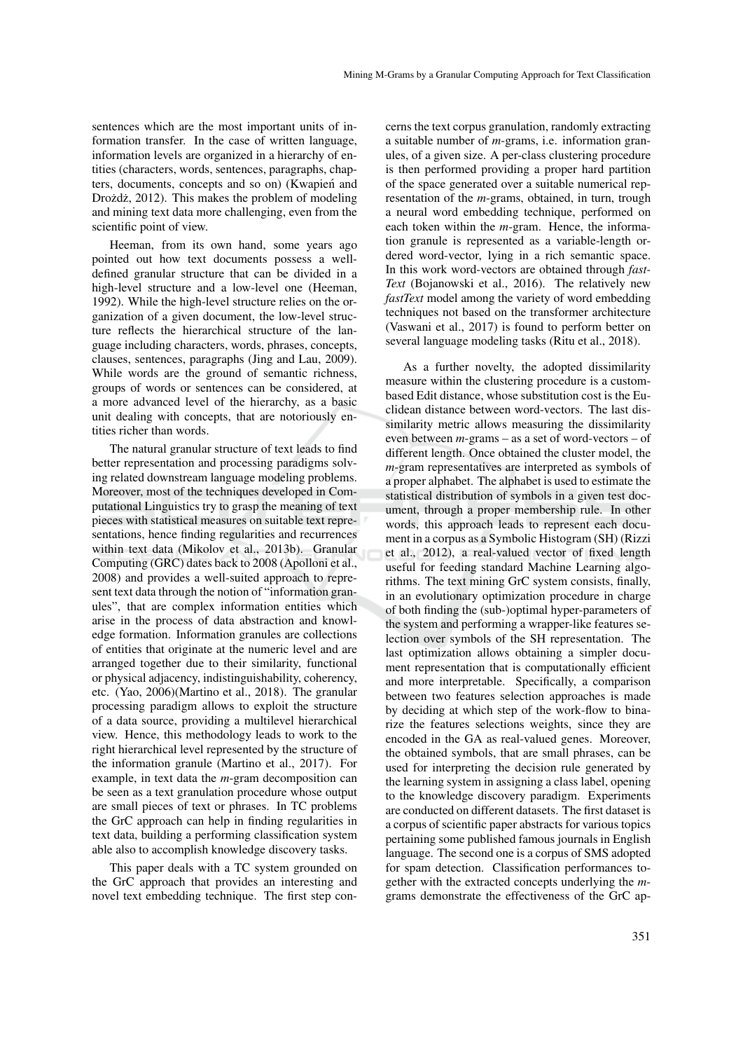sentences which are the most important units of information transfer. In the case of written language, information levels are organized in a hierarchy of entities (characters, words, sentences, paragraphs, chapters, documents, concepts and so on) (Kwapień and Drożdż, 2012). This makes the problem of modeling and mining text data more challenging, even from the scientific point of view.

Heeman, from its own hand, some years ago pointed out how text documents possess a well-defined granular structure that can be divided in a high-level structure and a low-level one (Heeman, 1992). While the high-level structure relies on the organization of a given document, the low-level structure reflects the hierarchical structure of the language including characters, words, phrases, concepts, clauses, sentences, paragraphs (Jing and Lau, 2009). While words are the ground of semantic richness, groups of words or sentences can be considered, at a more advanced level of the hierarchy, as a basic unit dealing with concepts, that are notoriously entities richer than words.

The natural granular structure of text leads to find better representation and processing paradigms solving related downstream language modeling problems. Moreover, most of the techniques developed in Computational Linguistics try to grasp the meaning of text pieces with statistical measures on suitable text representations, hence finding regularities and recurrences within text data (Mikolov et al., 2013b). Granular Computing (GRC) dates back to 2008 (Apolloni et al., 2008) and provides a well-suited approach to represent text data through the notion of "information granules", that are complex information entities which arise in the process of data abstraction and knowledge formation. Information granules are collections of entities that originate at the numeric level and are arranged together due to their similarity, functional or physical adjacency, indistinguishability, coherency, etc. (Yao, 2006)(Martino et al., 2018). The granular processing paradigm allows to exploit the structure of a data source, providing a multilevel hierarchical view. Hence, this methodology leads to work to the right hierarchical level represented by the structure of the information granule (Martino et al., 2017). For example, in text data the *m*-gram decomposition can be seen as a text granulation procedure whose output are small pieces of text or phrases. In TC problems the GrC approach can help in finding regularities in text data, building a performing classification system able also to accomplish knowledge discovery tasks.

This paper deals with a TC system grounded on the GrC approach that provides an interesting and novel text embedding technique. The first step concerns the text corpus granulation, randomly extracting a suitable number of *m*-grams, i.e. information granules, of a given size. A per-class clustering procedure is then performed providing a proper hard partition of the space generated over a suitable numerical representation of the *m*-grams, obtained, in turn, trough a neural word embedding technique, performed on each token within the *m*-gram. Hence, the information granule is represented as a variable-length ordered word-vector, lying in a rich semantic space. In this work word-vectors are obtained through *fastText* (Bojanowski et al., 2016). The relatively new *fastText* model among the variety of word embedding techniques not based on the transformer architecture (Vaswani et al., 2017) is found to perform better on several language modeling tasks (Ritu et al., 2018).

As a further novelty, the adopted dissimilarity measure within the clustering procedure is a custom-based Edit distance, whose substitution cost is the Euclidean distance between word-vectors. The last dissimilarity metric allows measuring the dissimilarity even between *m*-grams – as a set of word-vectors – of different length. Once obtained the cluster model, the *m*-gram representatives are interpreted as symbols of a proper alphabet. The alphabet is used to estimate the statistical distribution of symbols in a given test document, through a proper membership rule. In other words, this approach leads to represent each document in a corpus as a Symbolic Histogram (SH) (Rizzi et al., 2012), a real-valued vector of fixed length useful for feeding standard Machine Learning algorithms. The text mining GrC system consists, finally, in an evolutionary optimization procedure in charge of both finding the (sub-)optimal hyper-parameters of the system and performing a wrapper-like features selection over symbols of the SH representation. The last optimization allows obtaining a simpler document representation that is computationally efficient and more interpretable. Specifically, a comparison between two features selection approaches is made by deciding at which step of the work-flow to binarize the features selections weights, since they are encoded in the GA as real-valued genes. Moreover, the obtained symbols, that are small phrases, can be used for interpreting the decision rule generated by the learning system in assigning a class label, opening to the knowledge discovery paradigm. Experiments are conducted on different datasets. The first dataset is a corpus of scientific paper abstracts for various topics pertaining some published famous journals in English language. The second one is a corpus of SMS adopted for spam detection. Classification performances together with the extracted concepts underlying the *m*-grams demonstrate the effectiveness of the GrC ap-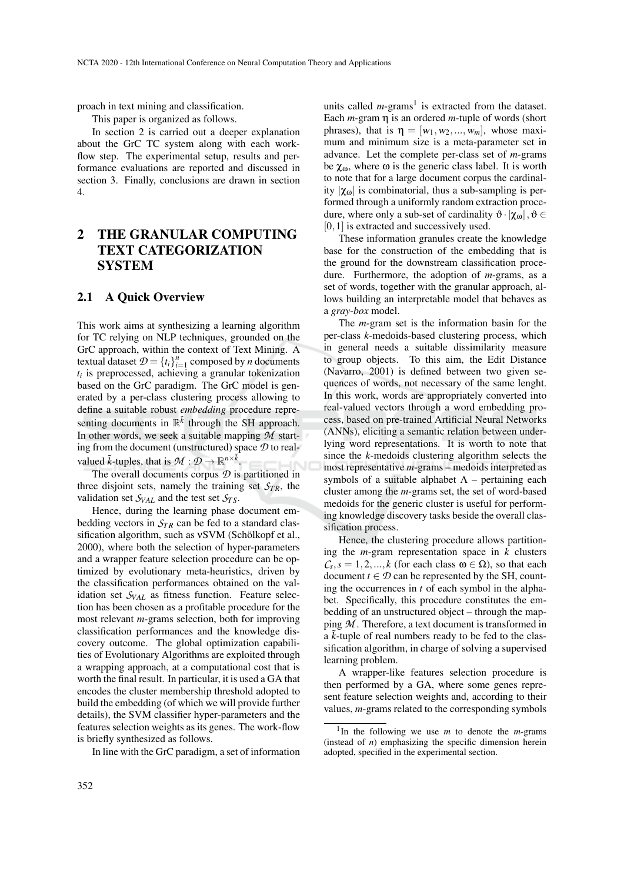proach in text mining and classification.

This paper is organized as follows.

In section 2 is carried out a deeper explanation about the GrC TC system along with each work-flow step. The experimental setup, results and performance evaluations are reported and discussed in section 3. Finally, conclusions are drawn in section 4.

## 2 THE GRANULAR COMPUTING TEXT CATEGORIZATION SYSTEM

### 2.1 A Quick Overview

This work aims at synthesizing a learning algorithm for TC relying on NLP techniques, grounded on the GrC approach, within the context of Text Mining. A textual dataset $\mathcal{D} = \{t_i\}_{i=1}^{n}$ composed by $n$ documents $t_i$ is preprocessed, achieving a granular tokenization based on the GrC paradigm. The GrC model is generated by a per-class clustering process allowing to define a suitable robust *embedding* procedure representing documents in $\mathbb{R}^{\tilde{k}}$ through the SH approach. In other words, we seek a suitable mapping $\mathcal{M}$ starting from the document (unstructured) space $\mathcal{D}$ to real-valued $\tilde{k}$-tuples, that is $\mathcal{M} : \mathcal{D} \rightarrow \mathbb{R}^{n \times \tilde{k}}$.

The overall documents corpus $\mathcal{D}$ is partitioned in three disjoint sets, namely the training set $\mathcal{S}_{TR}$, the validation set $\mathcal{S}_{VAL}$ and the test set $\mathcal{S}_{TS}$.

Hence, during the learning phase document embedding vectors in $\mathcal{S}_{TR}$ can be fed to a standard classification algorithm, such as $\nu$SVM (Schölkopf et al., 2000), where both the selection of hyper-parameters and a wrapper feature selection procedure can be optimized by evolutionary meta-heuristics, driven by the classification performances obtained on the validation set $\mathcal{S}_{VAL}$ as fitness function. Feature selection has been chosen as a profitable procedure for the most relevant $m$-grams selection, both for improving classification performances and the knowledge discovery outcome. The global optimization capabilities of Evolutionary Algorithms are exploited through a wrapping approach, at a computational cost that is worth the final result. In particular, it is used a GA that encodes the cluster membership threshold adopted to build the embedding (of which we will provide further details), the SVM classifier hyper-parameters and the features selection weights as its genes. The work-flow is briefly synthesized as follows.

In line with the GrC paradigm, a set of information units called $m$-grams[1] is extracted from the dataset. Each $m$-gram $\eta$ is an ordered $m$-tuple of words (short phrases), that is $\eta = [w_1, w_2, ..., w_m]$, whose maximum and minimum size is a meta-parameter set in advance. Let the complete per-class set of $m$-grams be $\chi_\omega$, where $\omega$ is the generic class label. It is worth to note that for a large document corpus the cardinality $|\chi_\omega|$ is combinatorial, thus a sub-sampling is performed through a uniformly random extraction procedure, where only a sub-set of cardinality $\vartheta \cdot |\chi_\omega|, \vartheta \in [0,1]$ is extracted and successively used.

These information granules create the knowledge base for the construction of the embedding that is the ground for the downstream classification procedure. Furthermore, the adoption of $m$-grams, as a set of words, together with the granular approach, allows building an interpretable model that behaves as a *gray-box* model.

The $m$-gram set is the information basin for the per-class $k$-medoids-based clustering process, which in general needs a suitable dissimilarity measure to group objects. To this aim, the Edit Distance (Navarro, 2001) is defined between two given sequences of words, not necessary of the same lenght. In this work, words are appropriately converted into real-valued vectors through a word embedding process, based on pre-trained Artificial Neural Networks (ANNs), eliciting a semantic relation between underlying word representations. It is worth to note that since the $k$-medoids clustering algorithm selects the most representative $m$-grams – medoids interpreted as symbols of a suitable alphabet $\Lambda$ – pertaining each cluster among the $m$-grams set, the set of word-based medoids for the generic cluster is useful for performing knowledge discovery tasks beside the overall classification process.

Hence, the clustering procedure allows partitioning the $m$-gram representation space in $k$ clusters $\mathcal{C}_s, s = 1, 2, ..., k$ (for each class $\omega \in \Omega$), so that each document $t \in \mathcal{D}$ can be represented by the SH, counting the occurrences in $t$ of each symbol in the alphabet. Specifically, this procedure constitutes the embedding of an unstructured object – through the mapping $\mathcal{M}$. Therefore, a text document is transformed in a $\tilde{k}$-tuple of real numbers ready to be fed to the classification algorithm, in charge of solving a supervised learning problem.

A wrapper-like features selection procedure is then performed by a GA, where some genes represent feature selection weights and, according to their values, $m$-grams related to the corresponding symbols

[1] In the following we use $m$ to denote the $m$-grams (instead of $n$) emphasizing the specific dimension herein adopted, specified in the experimental section.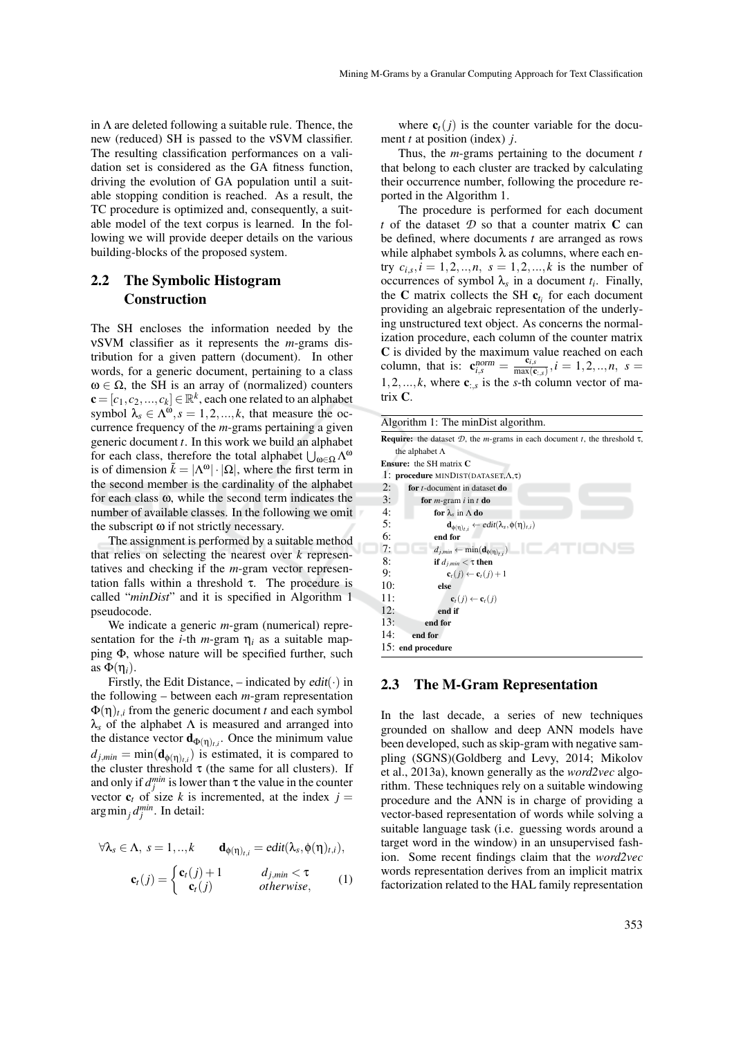in $\Lambda$ are deleted following a suitable rule. Thence, the new (reduced) SH is passed to the νSVM classifier. The resulting classification performances on a validation set is considered as the GA fitness function, driving the evolution of GA population until a suitable stopping condition is reached. As a result, the TC procedure is optimized and, consequently, a suitable model of the text corpus is learned. In the following we will provide deeper details on the various building-blocks of the proposed system.

## 2.2 The Symbolic Histogram Construction

The SH encloses the information needed by the νSVM classifier as it represents the *m*-grams distribution for a given pattern (document). In other words, for a generic document, pertaining to a class $\omega \in \Omega$, the SH is an array of (normalized) counters $\mathbf{c} = [c_1, c_2, ..., c_k] \in \mathbb{R}^k$, each one related to an alphabet symbol $\lambda_s \in \Lambda^{\omega}, s = 1, 2, ..., k$, that measure the occurrence frequency of the *m*-grams pertaining a given generic document $t$. In this work we build an alphabet for each class, therefore the total alphabet $\bigcup_{\omega \in \Omega} \Lambda^{\omega}$ is of dimension $\tilde{k} = |\Lambda^{\omega}| \cdot |\Omega|$, where the first term in the second member is the cardinality of the alphabet for each class $\omega$, while the second term indicates the number of available classes. In the following we omit the subscript $\omega$ if not strictly necessary.

The assignment is performed by a suitable method that relies on selecting the nearest over $k$ representatives and checking if the *m*-gram vector representation falls within a threshold $\tau$. The procedure is called "*minDist*" and it is specified in Algorithm 1 pseudocode.

We indicate a generic *m*-gram (numerical) representation for the $i$-th *m*-gram $\eta_i$ as a suitable mapping $\Phi$, whose nature will be specified further, such as $\Phi(\eta_i)$.

Firstly, the Edit Distance, – indicated by $edit(\cdot)$ in the following – between each *m*-gram representation $\Phi(\eta)_{t,i}$ from the generic document $t$ and each symbol $\lambda_s$ of the alphabet $\Lambda$ is measured and arranged into the distance vector $\mathbf{d}_{\Phi(\eta)_{t,i}}$. Once the minimum value $d_{j,min} = \min(\mathbf{d}_{\phi(\eta)_{t,i}})$ is estimated, it is compared to the cluster threshold $\tau$ (the same for all clusters). If and only if $d_j^{min}$ is lower than $\tau$ the value in the counter vector $\mathbf{c}_t$ of size $k$ is incremented, at the index $j = \arg\min_j d_j^{min}$. In detail:

$$\forall \lambda_s \in \Lambda,\ s = 1,..,k \qquad \mathbf{d}_{\phi(\eta)_{t,i}} = edit(\lambda_s, \phi(\eta)_{t,i}),$$

$$\mathbf{c}_t(j) = \begin{cases} \mathbf{c}_t(j) + 1 & d_{j,min} < \tau \\ \mathbf{c}_t(j) & otherwise, \end{cases} \tag{1}$$

where $\mathbf{c}_t(j)$ is the counter variable for the document $t$ at position (index) $j$.

Thus, the *m*-grams pertaining to the document $t$ that belong to each cluster are tracked by calculating their occurrence number, following the procedure reported in the Algorithm 1.

The procedure is performed for each document $t$ of the dataset $\mathcal{D}$ so that a counter matrix $\mathbf{C}$ can be defined, where documents $t$ are arranged as rows while alphabet symbols $\lambda$ as columns, where each entry $c_{i,s}, i = 1, 2, .., n,\ s = 1, 2, ..., k$ is the number of occurrences of symbol $\lambda_s$ in a document $t_i$. Finally, the $\mathbf{C}$ matrix collects the SH $\mathbf{c}_{t_i}$ for each document providing an algebraic representation of the underlying unstructured text object. As concerns the normalization procedure, each column of the counter matrix $\mathbf{C}$ is divided by the maximum value reached on each column, that is: $\mathbf{c}_{i,s}^{norm} = \frac{\mathbf{c}_{i,s}}{\max(\mathbf{c}_{:,s})}, i = 1, 2, .., n,\ s = 1, 2, ..., k$, where $\mathbf{c}_{:,s}$ is the $s$-th column vector of matrix $\mathbf{C}$.

Algorithm 1: The minDist algorithm.

**Require:** the dataset $\mathcal{D}$, the *m*-grams in each document $t$, the threshold $\tau$, the alphabet $\Lambda$

**Ensure:** the SH matrix $\mathbf{C}$

```
1:  procedure MINDIST(DATASET,Λ,τ)
2:      for t-document in dataset do
3:          for m-gram i in t do
4:              for λ_s in Λ do
5:                  d_{φ(η)_{t,i}} ← edit(λ_s, φ(η)_{t,i})
6:              end for
7:              d_{j,min} ← min(d_{φ(η)_{t,i}})
8:              if d_{j,min} < τ then
9:                  c_t(j) ← c_t(j) + 1
10:             else
11:                 c_t(j) ← c_t(j)
12:             end if
13:         end for
14:     end for
15: end procedure
```

## 2.3 The M-Gram Representation

In the last decade, a series of new techniques grounded on shallow and deep ANN models have been developed, such as skip-gram with negative sampling (SGNS)(Goldberg and Levy, 2014; Mikolov et al., 2013a), known generally as the *word2vec* algorithm. These techniques rely on a suitable windowing procedure and the ANN is in charge of providing a vector-based representation of words while solving a suitable language task (i.e. guessing words around a target word in the window) in an unsupervised fashion. Some recent findings claim that the *word2vec* words representation derives from an implicit matrix factorization related to the HAL family representation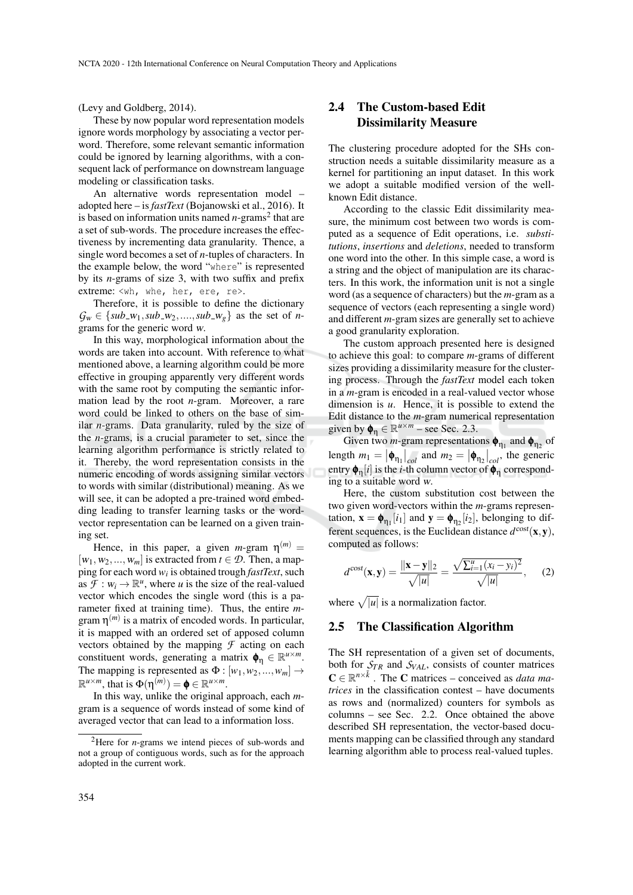(Levy and Goldberg, 2014).

These by now popular word representation models ignore words morphology by associating a vector per-word. Therefore, some relevant semantic information could be ignored by learning algorithms, with a consequent lack of performance on downstream language modeling or classification tasks.

An alternative words representation model – adopted here – is *fastText* (Bojanowski et al., 2016). It is based on information units named *n*-grams[2] that are a set of sub-words. The procedure increases the effectiveness by incrementing data granularity. Thence, a single word becomes a set of *n*-tuples of characters. In the example below, the word "where" is represented by its *n*-grams of size 3, with two suffix and prefix extreme: `<wh, whe, her, ere, re>`.

Therefore, it is possible to define the dictionary $\mathcal{G}_w \in \{sub\_w_1, sub\_w_2, ...., sub\_w_g\}$ as the set of *n*-grams for the generic word *w*.

In this way, morphological information about the words are taken into account. With reference to what mentioned above, a learning algorithm could be more effective in grouping apparently very different words with the same root by computing the semantic information lead by the root *n*-gram. Moreover, a rare word could be linked to others on the base of similar *n*-grams. Data granularity, ruled by the size of the *n*-grams, is a crucial parameter to set, since the learning algorithm performance is strictly related to it. Thereby, the word representation consists in the numeric encoding of words assigning similar vectors to words with similar (distributional) meaning. As we will see, it can be adopted a pre-trained word embedding leading to transfer learning tasks or the word-vector representation can be learned on a given training set.

Hence, in this paper, a given *m*-gram $\eta^{(m)} = [w_1, w_2, ..., w_m]$ is extracted from $t \in \mathcal{D}$. Then, a mapping for each word $w_i$ is obtained trough *fastText*, such as $\mathcal{F} : w_i \rightarrow \mathbb{R}^u$, where *u* is the size of the real-valued vector which encodes the single word (this is a parameter fixed at training time). Thus, the entire *m*-gram $\eta^{(m)}$ is a matrix of encoded words. In particular, it is mapped with an ordered set of apposed column vectors obtained by the mapping $\mathcal{F}$ acting on each constituent words, generating a matrix $\boldsymbol{\phi}_\eta \in \mathbb{R}^{u \times m}$. The mapping is represented as $\Phi : [w_1, w_2, ..., w_m] \rightarrow \mathbb{R}^{u \times m}$, that is $\Phi(\eta^{(m)}) = \boldsymbol{\phi} \in \mathbb{R}^{u \times m}$.

In this way, unlike the original approach, each *m*-gram is a sequence of words instead of some kind of averaged vector that can lead to a information loss.

[2]Here for *n*-grams we intend pieces of sub-words and not a group of contiguous words, such as for the approach adopted in the current work.

## 2.4 The Custom-based Edit Dissimilarity Measure

The clustering procedure adopted for the SHs construction needs a suitable dissimilarity measure as a kernel for partitioning an input dataset. In this work we adopt a suitable modified version of the well-known Edit distance.

According to the classic Edit dissimilarity measure, the minimum cost between two words is computed as a sequence of Edit operations, i.e. *substitutions*, *insertions* and *deletions*, needed to transform one word into the other. In this simple case, a word is a string and the object of manipulation are its characters. In this work, the information unit is not a single word (as a sequence of characters) but the *m*-gram as a sequence of vectors (each representing a single word) and different *m*-gram sizes are generally set to achieve a good granularity exploration.

The custom approach presented here is designed to achieve this goal: to compare *m*-grams of different sizes providing a dissimilarity measure for the clustering process. Through the *fastText* model each token in a *m*-gram is encoded in a real-valued vector whose dimension is *u*. Hence, it is possible to extend the Edit distance to the *m*-gram numerical representation given by $\boldsymbol{\phi}_\eta \in \mathbb{R}^{u \times m}$ – see Sec. 2.3.

Given two *m*-gram representations $\boldsymbol{\phi}_{\eta_1}$ and $\boldsymbol{\phi}_{\eta_2}$ of length $m_1 = |\boldsymbol{\phi}_{\eta_1}|_{col}$ and $m_2 = |\boldsymbol{\phi}_{\eta_2}|_{col}$, the generic entry $\boldsymbol{\phi}_\eta[i]$ is the *i*-th column vector of $\boldsymbol{\phi}_\eta$ corresponding to a suitable word *w*.

Here, the custom substitution cost between the two given word-vectors within the *m*-grams representation, $\mathbf{x} = \boldsymbol{\phi}_{\eta_1}[i_1]$ and $\mathbf{y} = \boldsymbol{\phi}_{\eta_2}[i_2]$, belonging to different sequences, is the Euclidean distance $d^{cost}(\mathbf{x}, \mathbf{y})$, computed as follows:

$$d^{cost}(\mathbf{x}, \mathbf{y}) = \frac{\|\mathbf{x} - \mathbf{y}\|_2}{\sqrt{|u|}} = \frac{\sqrt{\sum_{i=1}^{u}(x_i - y_i)^2}}{\sqrt{|u|}}, \quad (2)$$

where $\sqrt{|u|}$ is a normalization factor.

## 2.5 The Classification Algorithm

The SH representation of a given set of documents, both for $\mathcal{S}_{TR}$ and $\mathcal{S}_{VAL}$, consists of counter matrices $\mathbf{C} \in \mathbb{R}^{n \times \bar{k}}$. The $\mathbf{C}$ matrices – conceived as *data matrices* in the classification contest – have documents as rows and (normalized) counters for symbols as columns – see Sec. 2.2. Once obtained the above described SH representation, the vector-based documents mapping can be classified through any standard learning algorithm able to process real-valued tuples.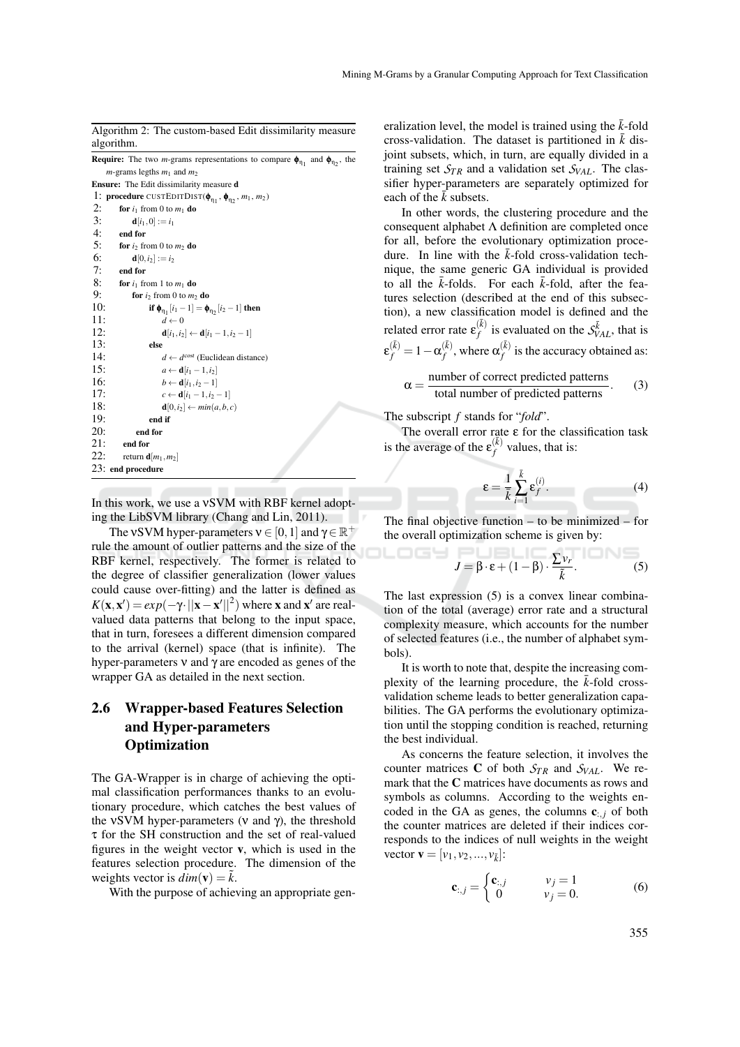Algorithm 2: The custom-based Edit dissimilarity measure algorithm.

**Require:** The two *m*-grams representations to compare $\phi_{\eta_1}$ and $\phi_{\eta_2}$, the *m*-grams legths $m_1$ and $m_2$

**Ensure:** The Edit dissimilarity measure **d**

```
1: procedure CUSTEDITDIST(φ_η1, φ_η2, m1, m2)
2:     for i1 from 0 to m1 do
3:         d[i1, 0] := i1
4:     end for
5:     for i2 from 0 to m2 do
6:         d[0, i2] := i2
7:     end for
8:     for i1 from 1 to m1 do
9:         for i2 from 0 to m2 do
10:            if φ_η1[i1 − 1] = φ_η2[i2 − 1] then
11:                d ← 0
12:                d[i1, i2] ← d[i1 − 1, i2 − 1]
13:            else
14:                d ← d^cost (Euclidean distance)
15:                a ← d[i1 − 1, i2]
16:                b ← d[i1, i2 − 1]
17:                c ← d[i1 − 1, i2 − 1]
18:                d[0, i2] ← min(a, b, c)
19:            end if
20:        end for
21:    end for
22:    return d[m1, m2]
23: end procedure
```

In this work, we use a νSVM with RBF kernel adopting the LibSVM library (Chang and Lin, 2011).

The νSVM hyper-parameters $\nu \in [0,1]$ and $\gamma \in \mathbb{R}^+$ rule the amount of outlier patterns and the size of the RBF kernel, respectively. The former is related to the degree of classifier generalization (lower values could cause over-fitting) and the latter is defined as $K(\mathbf{x},\mathbf{x}') = exp(-\gamma \cdot ||\mathbf{x}-\mathbf{x}'||^2)$ where $\mathbf{x}$ and $\mathbf{x}'$ are real-valued data patterns that belong to the input space, that in turn, foresees a different dimension compared to the arrival (kernel) space (that is infinite). The hyper-parameters $\nu$ and $\gamma$ are encoded as genes of the wrapper GA as detailed in the next section.

## 2.6 Wrapper-based Features Selection and Hyper-parameters Optimization

The GA-Wrapper is in charge of achieving the optimal classification performances thanks to an evolutionary procedure, which catches the best values of the νSVM hyper-parameters ($\nu$ and $\gamma$), the threshold $\tau$ for the SH construction and the set of real-valued figures in the weight vector $\mathbf{v}$, which is used in the features selection procedure. The dimension of the weights vector is $dim(\mathbf{v}) = \tilde{k}$.

With the purpose of achieving an appropriate generalization level, the model is trained using the $\bar{k}$-fold cross-validation. The dataset is partitioned in $\bar{k}$ disjoint subsets, which, in turn, are equally divided in a training set $\mathcal{S}_{TR}$ and a validation set $\mathcal{S}_{VAL}$. The classifier hyper-parameters are separately optimized for each of the $\bar{k}$ subsets.

In other words, the clustering procedure and the consequent alphabet $\Lambda$ definition are completed once for all, before the evolutionary optimization procedure. In line with the $\bar{k}$-fold cross-validation technique, the same generic GA individual is provided to all the $\bar{k}$-folds. For each $\bar{k}$-fold, after the features selection (described at the end of this subsection), a new classification model is defined and the related error rate $\varepsilon_f^{(\bar{k})}$ is evaluated on the $\mathcal{S}_{VAL}^{\bar{k}}$, that is $\varepsilon_f^{(\bar{k})} = 1 - \alpha_f^{(\bar{k})}$, where $\alpha_f^{(\bar{k})}$ is the accuracy obtained as:

$$\alpha = \frac{\text{number of correct predicted patterns}}{\text{total number of predicted patterns}}. \tag{3}$$

The subscript $f$ stands for "*fold*".

The overall error rate $\varepsilon$ for the classification task is the average of the $\varepsilon_f^{(\bar{k})}$ values, that is:

$$\varepsilon = \frac{1}{\bar{k}} \sum_{i=1}^{\bar{k}} \varepsilon_f^{(i)}. \tag{4}$$

The final objective function – to be minimized – for the overall optimization scheme is given by:

$$J = \beta \cdot \varepsilon + (1-\beta) \cdot \frac{\sum v_r}{\tilde{k}}. \tag{5}$$

The last expression (5) is a convex linear combination of the total (average) error rate and a structural complexity measure, which accounts for the number of selected features (i.e., the number of alphabet symbols).

It is worth to note that, despite the increasing complexity of the learning procedure, the $\bar{k}$-fold cross-validation scheme leads to better generalization capabilities. The GA performs the evolutionary optimization until the stopping condition is reached, returning the best individual.

As concerns the feature selection, it involves the counter matrices $\mathbf{C}$ of both $\mathcal{S}_{TR}$ and $\mathcal{S}_{VAL}$. We remark that the $\mathbf{C}$ matrices have documents as rows and symbols as columns. According to the weights encoded in the GA as genes, the columns $\mathbf{c}_{:,j}$ of both the counter matrices are deleted if their indices corresponds to the indices of null weights in the weight vector $\mathbf{v} = [v_1, v_2, ..., v_{\tilde{k}}]$:

$$\mathbf{c}_{:,j} = \begin{cases} \mathbf{c}_{:,j} & v_j = 1 \\ 0 & v_j = 0. \end{cases} \tag{6}$$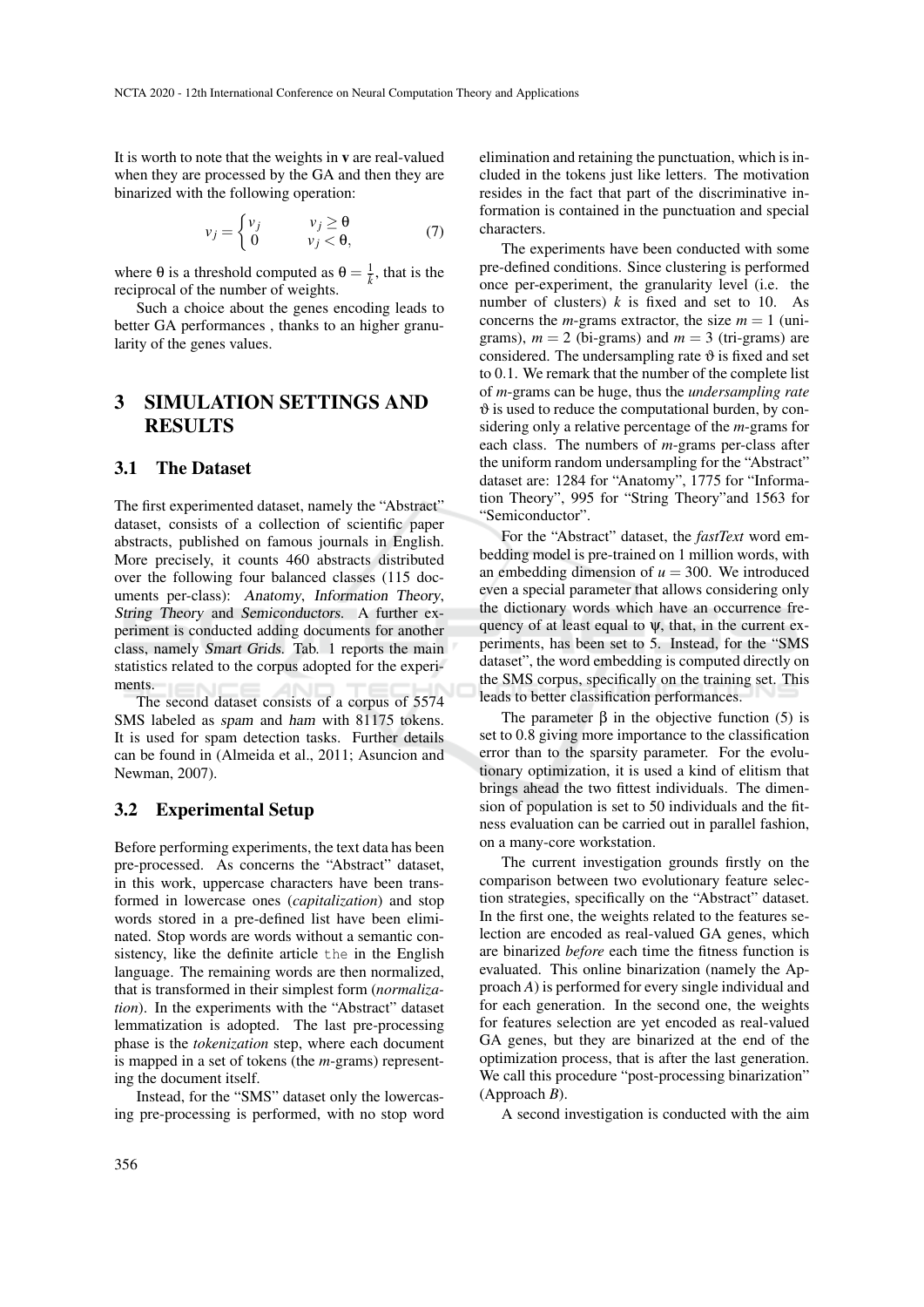It is worth to note that the weights in **v** are real-valued when they are processed by the GA and then they are binarized with the following operation:

$$v_j = \begin{cases} v_j & v_j \geq \theta \\ 0 & v_j < \theta, \end{cases} \tag{7}$$

where $\theta$ is a threshold computed as $\theta = \frac{1}{k}$, that is the reciprocal of the number of weights.

Such a choice about the genes encoding leads to better GA performances , thanks to an higher granularity of the genes values.

## 3 SIMULATION SETTINGS AND RESULTS

### 3.1 The Dataset

The first experimented dataset, namely the "Abstract" dataset, consists of a collection of scientific paper abstracts, published on famous journals in English. More precisely, it counts 460 abstracts distributed over the following four balanced classes (115 documents per-class): *Anatomy*, *Information Theory*, *String Theory* and *Semiconductors*. A further experiment is conducted adding documents for another class, namely *Smart Grids*. Tab. 1 reports the main statistics related to the corpus adopted for the experiments.

The second dataset consists of a corpus of 5574 SMS labeled as *spam* and *ham* with 81175 tokens. It is used for spam detection tasks. Further details can be found in (Almeida et al., 2011; Asuncion and Newman, 2007).

### 3.2 Experimental Setup

Before performing experiments, the text data has been pre-processed. As concerns the "Abstract" dataset, in this work, uppercase characters have been transformed in lowercase ones (*capitalization*) and stop words stored in a pre-defined list have been eliminated. Stop words are words without a semantic consistency, like the definite article `the` in the English language. The remaining words are then normalized, that is transformed in their simplest form (*normalization*). In the experiments with the "Abstract" dataset lemmatization is adopted. The last pre-processing phase is the *tokenization* step, where each document is mapped in a set of tokens (the *m*-grams) representing the document itself.

Instead, for the "SMS" dataset only the lowercasing pre-processing is performed, with no stop word elimination and retaining the punctuation, which is included in the tokens just like letters. The motivation resides in the fact that part of the discriminative information is contained in the punctuation and special characters.

The experiments have been conducted with some pre-defined conditions. Since clustering is performed once per-experiment, the granularity level (i.e. the number of clusters) $k$ is fixed and set to 10. As concerns the $m$-grams extractor, the size $m = 1$ (unigrams), $m = 2$ (bi-grams) and $m = 3$ (tri-grams) are considered. The undersampling rate $\vartheta$ is fixed and set to 0.1. We remark that the number of the complete list of $m$-grams can be huge, thus the *undersampling rate* $\vartheta$ is used to reduce the computational burden, by considering only a relative percentage of the $m$-grams for each class. The numbers of $m$-grams per-class after the uniform random undersampling for the "Abstract" dataset are: 1284 for "Anatomy", 1775 for "Information Theory", 995 for "String Theory"and 1563 for "Semiconductor".

For the "Abstract" dataset, the *fastText* word embedding model is pre-trained on 1 million words, with an embedding dimension of $u = 300$. We introduced even a special parameter that allows considering only the dictionary words which have an occurrence frequency of at least equal to $\psi$, that, in the current experiments, has been set to 5. Instead, for the "SMS dataset", the word embedding is computed directly on the SMS corpus, specifically on the training set. This leads to better classification performances.

The parameter $\beta$ in the objective function (5) is set to 0.8 giving more importance to the classification error than to the sparsity parameter. For the evolutionary optimization, it is used a kind of elitism that brings ahead the two fittest individuals. The dimension of population is set to 50 individuals and the fitness evaluation can be carried out in parallel fashion, on a many-core workstation.

The current investigation grounds firstly on the comparison between two evolutionary feature selection strategies, specifically on the "Abstract" dataset. In the first one, the weights related to the features selection are encoded as real-valued GA genes, which are binarized *before* each time the fitness function is evaluated. This online binarization (namely the Approach *A*) is performed for every single individual and for each generation. In the second one, the weights for features selection are yet encoded as real-valued GA genes, but they are binarized at the end of the optimization process, that is after the last generation. We call this procedure "post-processing binarization" (Approach *B*).

A second investigation is conducted with the aim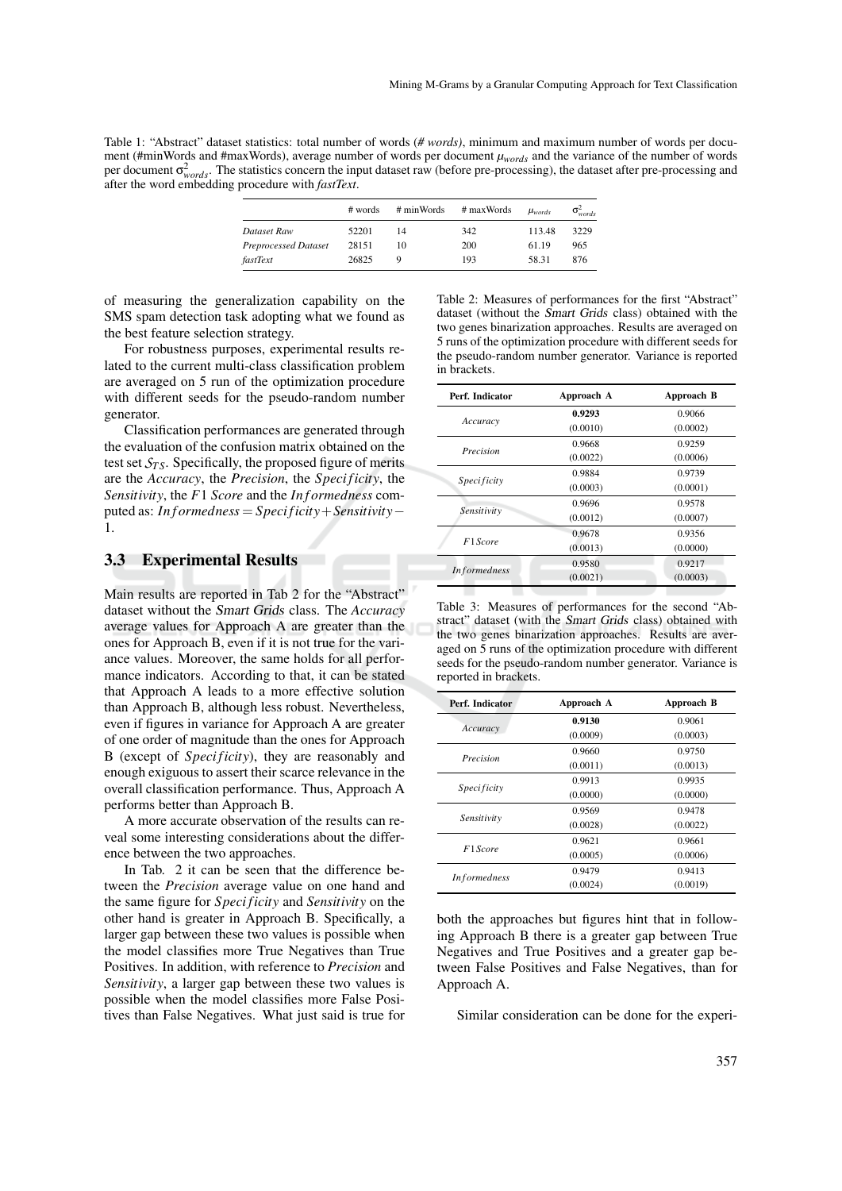Table 1: "Abstract" dataset statistics: total number of words (*# words*), minimum and maximum number of words per document (#minWords and #maxWords), average number of words per document $\mu_{words}$ and the variance of the number of words per document $\sigma^2_{words}$. The statistics concern the input dataset raw (before pre-processing), the dataset after pre-processing and after the word embedding procedure with *fastText*.

| | # words | # minWords | # maxWords | $\mu_{words}$ | $\sigma^2_{words}$ |
|---|---|---|---|---|---|
| *Dataset Raw* | 52201 | 14 | 342 | 113.48 | 3229 |
| *Preprocessed Dataset* | 28151 | 10 | 200 | 61.19 | 965 |
| *fastText* | 26825 | 9 | 193 | 58.31 | 876 |

of measuring the generalization capability on the SMS spam detection task adopting what we found as the best feature selection strategy.

For robustness purposes, experimental results related to the current multi-class classification problem are averaged on 5 run of the optimization procedure with different seeds for the pseudo-random number generator.

Classification performances are generated through the evaluation of the confusion matrix obtained on the test set $S_{TS}$. Specifically, the proposed figure of merits are the *Accuracy*, the *Precision*, the $Specificity$, the *Sensitivity*, the $F1$ *Score* and the $Informedness$ computed as: $Informedness = Specificity + Sensitivity - 1$.

### 3.3 Experimental Results

Main results are reported in Tab 2 for the "Abstract" dataset without the *Smart Grids* class. The *Accuracy* average values for Approach A are greater than the ones for Approach B, even if it is not true for the variance values. Moreover, the same holds for all performance indicators. According to that, it can be stated that Approach A leads to a more effective solution than Approach B, although less robust. Nevertheless, even if figures in variance for Approach A are greater of one order of magnitude than the ones for Approach B (except of $Specificity$), they are reasonably and enough exiguous to assert their scarce relevance in the overall classification performance. Thus, Approach A performs better than Approach B.

A more accurate observation of the results can reveal some interesting considerations about the difference between the two approaches.

In Tab. 2 it can be seen that the difference between the *Precision* average value on one hand and the same figure for $Specificity$ and $Sensitivity$ on the other hand is greater in Approach B. Specifically, a larger gap between these two values is possible when the model classifies more True Negatives than True Positives. In addition, with reference to *Precision* and *Sensitivity*, a larger gap between these two values is possible when the model classifies more False Positives than False Negatives. What just said is true for both the approaches but figures hint that in following Approach B there is a greater gap between True Negatives and True Positives and a greater gap between False Positives and False Negatives, than for Approach A.

Similar consideration can be done for the experi-

Table 2: Measures of performances for the first "Abstract" dataset (without the *Smart Grids* class) obtained with the two genes binarization approaches. Results are averaged on 5 runs of the optimization procedure with different seeds for the pseudo-random number generator. Variance is reported in brackets.

| Perf. Indicator | Approach A | Approach B |
|---|---|---|
| *Accuracy* | **0.9293** (0.0010) | 0.9066 (0.0002) |
| *Precision* | 0.9668 (0.0022) | 0.9259 (0.0006) |
| $Specificity$ | 0.9884 (0.0003) | 0.9739 (0.0001) |
| *Sensitivity* | 0.9696 (0.0012) | 0.9578 (0.0007) |
| $F1Score$ | 0.9678 (0.0013) | 0.9356 (0.0000) |
| $Informedness$ | 0.9580 (0.0021) | 0.9217 (0.0003) |

Table 3: Measures of performances for the second "Abstract" dataset (with the *Smart Grids* class) obtained with the two genes binarization approaches. Results are averaged on 5 runs of the optimization procedure with different seeds for the pseudo-random number generator. Variance is reported in brackets.

| Perf. Indicator | Approach A | Approach B |
|---|---|---|
| *Accuracy* | **0.9130** (0.0009) | 0.9061 (0.0003) |
| *Precision* | 0.9660 (0.0011) | 0.9750 (0.0013) |
| $Specificity$ | 0.9913 (0.0000) | 0.9935 (0.0000) |
| *Sensitivity* | 0.9569 (0.0028) | 0.9478 (0.0022) |
| $F1Score$ | 0.9621 (0.0005) | 0.9661 (0.0006) |
| $Informedness$ | 0.9479 (0.0024) | 0.9413 (0.0019) |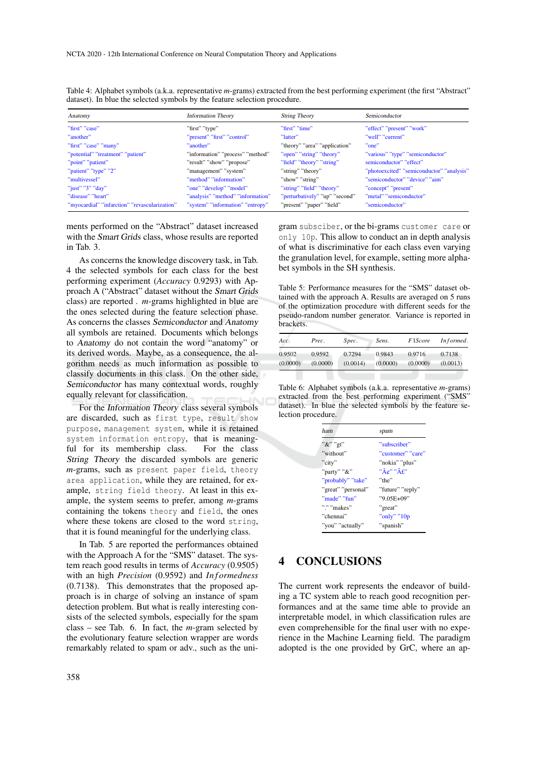Table 4: Alphabet symbols (a.k.a. representative $m$-grams) extracted from the best performing experiment (the first "Abstract" dataset). In blue the selected symbols by the feature selection procedure.

| *Anatomy* | *Information Theory* | *String Theory* | *Semiconductor* |
|---|---|---|---|
| "first" "case" | "first" "type" | "first" "time" | "effect" "present" "work" |
| "another" | "present" "first" "control" | "latter" | "well" "current" |
| "first" "case" "many" | "another" | "theory" "area" "application" | "one" |
| "potential" "treatment" "patient" | "information" "process" "method" | "open" "string" "theory" | "various" "type" "semiconductor" |
| "point" "patient" | "result" "show" "propose" | "field" "theory" "string" | semiconductor" "effect" |
| "patient" "type" "2" | "management" "system" | "string" "theory" | "photoexcited" "semiconductor" "analysis" |
| "multivessel" | "method" "information" | "show" "string" | "semiconductor" "device" "aim" |
| "just" "3" "day" | "one" "develop" "model" | "string" "field" "theory" | "concept" "present" |
| "disease" "heart" | "analysis" "method" "information" | "perturbatively" "up" "second" | "metal" "semiconductor" |
| "myocardial" "infarction" "revascularization" | "system" "information" "entropy" | "present" "paper" "field" | "semiconductor" |

ments performed on the "Abstract" dataset increased with the *Smart Grids* class, whose results are reported in Tab. 3.

As concerns the knowledge discovery task, in Tab. 4 the selected symbols for each class for the best performing experiment (*Accuracy* 0.9293) with Approach A ("Abstract" dataset without the *Smart Grids* class) are reported . $m$-grams highlighted in blue are the ones selected during the feature selection phase. As concerns the classes *Semiconductor* and *Anatomy* all symbols are retained. Documents which belongs to *Anatomy* do not contain the word "anatomy" or its derived words. Maybe, as a consequence, the algorithm needs as much information as possible to classify documents in this class. On the other side, *Semiconductor* has many contextual words, roughly equally relevant for classification.

For the *Information Theory* class several symbols are discarded, such as `first type`, `result show purpose`, `management system`, while it is retained `system information entropy`, that is meaningful for its membership class. For the class *String Theory* the discarded symbols are generic $m$-grams, such as `present paper field`, `theory area application`, while they are retained, for example, `string field theory`. At least in this example, the system seems to prefer, among $m$-grams containing the tokens `theory` and `field`, the ones where these tokens are closed to the word `string`, that it is found meaningful for the underlying class.

In Tab. 5 are reported the performances obtained with the Approach A for the "SMS" dataset. The system reach good results in terms of *Accuracy* (0.9505) with an high *Precision* (0.9592) and *Informedness* (0.7138). This demonstrates that the proposed approach is in charge of solving an instance of spam detection problem. But what is really interesting consists of the selected symbols, especially for the spam class – see Tab. 6. In fact, the $m$-gram selected by the evolutionary feature selection wrapper are words remarkably related to spam or adv., such as the uni-gram `subsciber`, or the bi-grams `customer care` or `only 10p`. This allow to conduct an in depth analysis of what is discriminative for each class even varying the granulation level, for example, setting more alphabet symbols in the SH synthesis.

Table 5: Performance measures for the "SMS" dataset obtained with the approach A. Results are averaged on 5 runs of the optimization procedure with different seeds for the pseudo-random number generator. Variance is reported in brackets.

| *Acc.* | *Prec.* | *Spec.* | *Sens.* | *F1Score* | *Informed.* |
|---|---|---|---|---|---|
| 0.9502 | 0.9592 | 0.7294 | 0.9843 | 0.9716 | 0.7138 |
| (0.0000) | (0.0000) | (0.0014) | (0.0000) | (0.0000) | (0.0013) |

Table 6: Alphabet symbols (a.k.a. representative $m$-grams) extracted from the best performing experiment ("SMS" dataset). In blue the selected symbols by the feature selection procedure.

| ham | spam |
|---|---|
| "&" "gt" | "subscriber" |
| "without" | "customer" "care" |
| "city" | "nokia" "plus" |
| "party" "&" | "Ã¢" "Â£" |
| "probably" "take" | "the" |
| "great" "personal" | "future" "reply" |
| "made" "fun" | "9.05E+09" |
| ".." "makes" | "great" |
| "chennai" | "only" "10p |
| "you" "actually" | "spanish" |

# 4 CONCLUSIONS

The current work represents the endeavor of building a TC system able to reach good recognition performances and at the same time able to provide an interpretable model, in which classification rules are even comprehensible for the final user with no experience in the Machine Learning field. The paradigm adopted is the one provided by GrC, where an ap-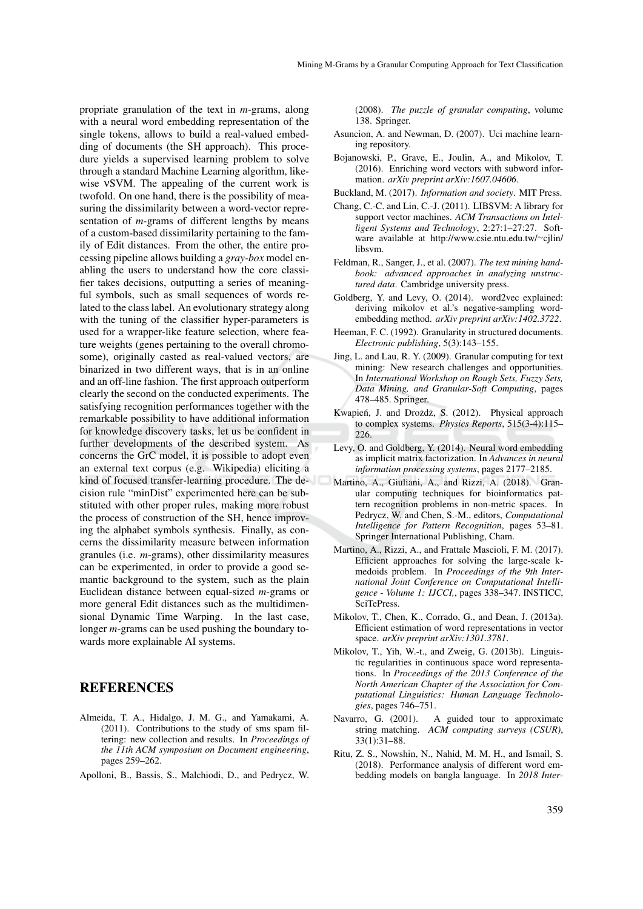propriate granulation of the text in *m*-grams, along with a neural word embedding representation of the single tokens, allows to build a real-valued embedding of documents (the SH approach). This procedure yields a supervised learning problem to solve through a standard Machine Learning algorithm, likewise νSVM. The appealing of the current work is twofold. On one hand, there is the possibility of measuring the dissimilarity between a word-vector representation of *m*-grams of different lengths by means of a custom-based dissimilarity pertaining to the family of Edit distances. From the other, the entire processing pipeline allows building a *gray-box* model enabling the users to understand how the core classifier takes decisions, outputting a series of meaningful symbols, such as small sequences of words related to the class label. An evolutionary strategy along with the tuning of the classifier hyper-parameters is used for a wrapper-like feature selection, where feature weights (genes pertaining to the overall chromosome), originally casted as real-valued vectors, are binarized in two different ways, that is in an online and an off-line fashion. The first approach outperform clearly the second on the conducted experiments. The satisfying recognition performances together with the remarkable possibility to have additional information for knowledge discovery tasks, let us be confident in further developments of the described system. As concerns the GrC model, it is possible to adopt even an external text corpus (e.g. Wikipedia) eliciting a kind of focused transfer-learning procedure. The decision rule "minDist" experimented here can be substituted with other proper rules, making more robust the process of construction of the SH, hence improving the alphabet symbols synthesis. Finally, as concerns the dissimilarity measure between information granules (i.e. *m*-grams), other dissimilarity measures can be experimented, in order to provide a good semantic background to the system, such as the plain Euclidean distance between equal-sized *m*-grams or more general Edit distances such as the multidimensional Dynamic Time Warping. In the last case, longer *m*-grams can be used pushing the boundary towards more explainable AI systems.

## REFERENCES

Almeida, T. A., Hidalgo, J. M. G., and Yamakami, A. (2011). Contributions to the study of sms spam filtering: new collection and results. In *Proceedings of the 11th ACM symposium on Document engineering*, pages 259–262.

Apolloni, B., Bassis, S., Malchiodi, D., and Pedrycz, W. (2008). *The puzzle of granular computing*, volume 138. Springer.

Asuncion, A. and Newman, D. (2007). Uci machine learning repository.

Bojanowski, P., Grave, E., Joulin, A., and Mikolov, T. (2016). Enriching word vectors with subword information. *arXiv preprint arXiv:1607.04606*.

Buckland, M. (2017). *Information and society*. MIT Press.

Chang, C.-C. and Lin, C.-J. (2011). LIBSVM: A library for support vector machines. *ACM Transactions on Intelligent Systems and Technology*, 2:27:1–27:27. Software available at http://www.csie.ntu.edu.tw/~cjlin/libsvm.

Feldman, R., Sanger, J., et al. (2007). *The text mining handbook: advanced approaches in analyzing unstructured data*. Cambridge university press.

Goldberg, Y. and Levy, O. (2014). word2vec explained: deriving mikolov et al.'s negative-sampling word-embedding method. *arXiv preprint arXiv:1402.3722*.

Heeman, F. C. (1992). Granularity in structured documents. *Electronic publishing*, 5(3):143–155.

Jing, L. and Lau, R. Y. (2009). Granular computing for text mining: New research challenges and opportunities. In *International Workshop on Rough Sets, Fuzzy Sets, Data Mining, and Granular-Soft Computing*, pages 478–485. Springer.

Kwapień, J. and Drożdż, S. (2012). Physical approach to complex systems. *Physics Reports*, 515(3-4):115–226.

Levy, O. and Goldberg, Y. (2014). Neural word embedding as implicit matrix factorization. In *Advances in neural information processing systems*, pages 2177–2185.

Martino, A., Giuliani, A., and Rizzi, A. (2018). Granular computing techniques for bioinformatics pattern recognition problems in non-metric spaces. In Pedrycz, W. and Chen, S.-M., editors, *Computational Intelligence for Pattern Recognition*, pages 53–81. Springer International Publishing, Cham.

Martino, A., Rizzi, A., and Frattale Mascioli, F. M. (2017). Efficient approaches for solving the large-scale k-medoids problem. In *Proceedings of the 9th International Joint Conference on Computational Intelligence - Volume 1: IJCCI,*, pages 338–347. INSTICC, SciTePress.

Mikolov, T., Chen, K., Corrado, G., and Dean, J. (2013a). Efficient estimation of word representations in vector space. *arXiv preprint arXiv:1301.3781*.

Mikolov, T., Yih, W.-t., and Zweig, G. (2013b). Linguistic regularities in continuous space word representations. In *Proceedings of the 2013 Conference of the North American Chapter of the Association for Computational Linguistics: Human Language Technologies*, pages 746–751.

Navarro, G. (2001). A guided tour to approximate string matching. *ACM computing surveys (CSUR)*, 33(1):31–88.

Ritu, Z. S., Nowshin, N., Nahid, M. M. H., and Ismail, S. (2018). Performance analysis of different word embedding models on bangla language. In *2018 Inter-*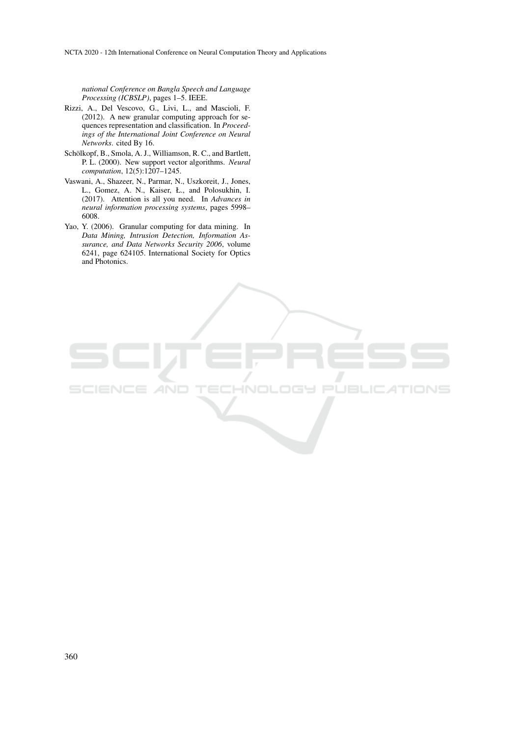*national Conference on Bangla Speech and Language Processing (ICBSLP)*, pages 1–5. IEEE.

Rizzi, A., Del Vescovo, G., Livi, L., and Mascioli, F. (2012). A new granular computing approach for sequences representation and classification. In *Proceedings of the International Joint Conference on Neural Networks*. cited By 16.

Schölkopf, B., Smola, A. J., Williamson, R. C., and Bartlett, P. L. (2000). New support vector algorithms. *Neural computation*, 12(5):1207–1245.

Vaswani, A., Shazeer, N., Parmar, N., Uszkoreit, J., Jones, L., Gomez, A. N., Kaiser, Ł., and Polosukhin, I. (2017). Attention is all you need. In *Advances in neural information processing systems*, pages 5998–6008.

Yao, Y. (2006). Granular computing for data mining. In *Data Mining, Intrusion Detection, Information Assurance, and Data Networks Security 2006*, volume 6241, page 624105. International Society for Optics and Photonics.